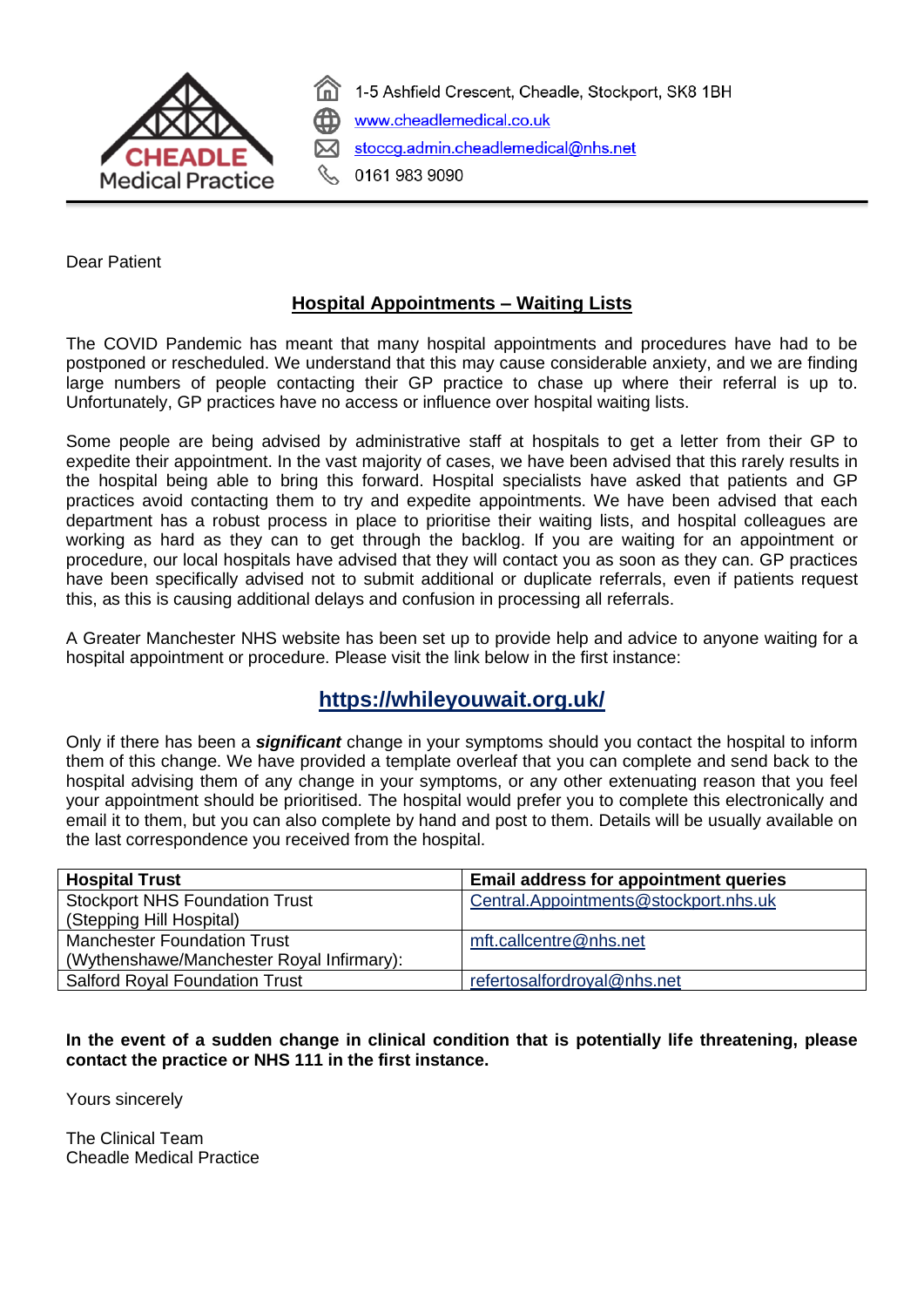CHEADLE Medical Practice

1-5 Ashfield Crescent, Cheadle, Stockport, SK8 1BH
www.cheadlemedical.co.uk
stoccg.admin.cheadlemedical@nhs.net
0161 983 9090

---

Dear Patient

## Hospital Appointments – Waiting Lists

The COVID Pandemic has meant that many hospital appointments and procedures have had to be postponed or rescheduled. We understand that this may cause considerable anxiety, and we are finding large numbers of people contacting their GP practice to chase up where their referral is up to. Unfortunately, GP practices have no access or influence over hospital waiting lists.

Some people are being advised by administrative staff at hospitals to get a letter from their GP to expedite their appointment. In the vast majority of cases, we have been advised that this rarely results in the hospital being able to bring this forward. Hospital specialists have asked that patients and GP practices avoid contacting them to try and expedite appointments. We have been advised that each department has a robust process in place to prioritise their waiting lists, and hospital colleagues are working as hard as they can to get through the backlog. If you are waiting for an appointment or procedure, our local hospitals have advised that they will contact you as soon as they can. GP practices have been specifically advised not to submit additional or duplicate referrals, even if patients request this, as this is causing additional delays and confusion in processing all referrals.

A Greater Manchester NHS website has been set up to provide help and advice to anyone waiting for a hospital appointment or procedure. Please visit the link below in the first instance:

**https://whileyouwait.org.uk/**

Only if there has been a ***significant*** change in your symptoms should you contact the hospital to inform them of this change. We have provided a template overleaf that you can complete and send back to the hospital advising them of any change in your symptoms, or any other extenuating reason that you feel your appointment should be prioritised. The hospital would prefer you to complete this electronically and email it to them, but you can also complete by hand and post to them. Details will be usually available on the last correspondence you received from the hospital.

| Hospital Trust | Email address for appointment queries |
|---|---|
| Stockport NHS Foundation Trust (Stepping Hill Hospital) | Central.Appointments@stockport.nhs.uk |
| Manchester Foundation Trust (Wythenshawe/Manchester Royal Infirmary): | mft.callcentre@nhs.net |
| Salford Royal Foundation Trust | refertosalfordroyal@nhs.net |

**In the event of a sudden change in clinical condition that is potentially life threatening, please contact the practice or NHS 111 in the first instance.**

Yours sincerely

The Clinical Team
Cheadle Medical Practice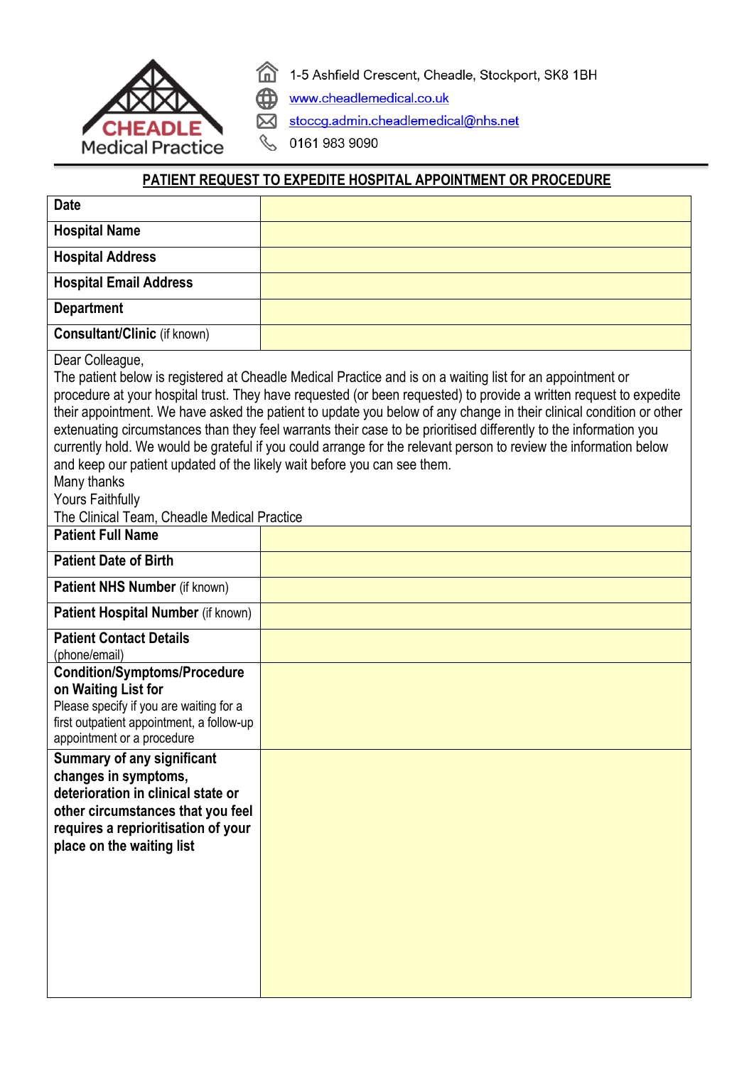CHEADLE Medical Practice

1-5 Ashfield Crescent, Cheadle, Stockport, SK8 1BH

www.cheadlemedical.co.uk

stoccg.admin.cheadlemedical@nhs.net

0161 983 9090

## PATIENT REQUEST TO EXPEDITE HOSPITAL APPOINTMENT OR PROCEDURE

| | |
|---|---|
| **Date** | |
| **Hospital Name** | |
| **Hospital Address** | |
| **Hospital Email Address** | |
| **Department** | |
| **Consultant/Clinic** (if known) | |

Dear Colleague,
The patient below is registered at Cheadle Medical Practice and is on a waiting list for an appointment or procedure at your hospital trust. They have requested (or been requested) to provide a written request to expedite their appointment. We have asked the patient to update you below of any change in their clinical condition or other extenuating circumstances than they feel warrants their case to be prioritised differently to the information you currently hold. We would be grateful if you could arrange for the relevant person to review the information below and keep our patient updated of the likely wait before you can see them.
Many thanks
Yours Faithfully
The Clinical Team, Cheadle Medical Practice

| | |
|---|---|
| **Patient Full Name** | |
| **Patient Date of Birth** | |
| **Patient NHS Number** (if known) | |
| **Patient Hospital Number** (if known) | |
| **Patient Contact Details** (phone/email) | |
| **Condition/Symptoms/Procedure on Waiting List for** Please specify if you are waiting for a first outpatient appointment, a follow-up appointment or a procedure | |
| **Summary of any significant changes in symptoms, deterioration in clinical state or other circumstances that you feel requires a reprioritisation of your place on the waiting list** | |